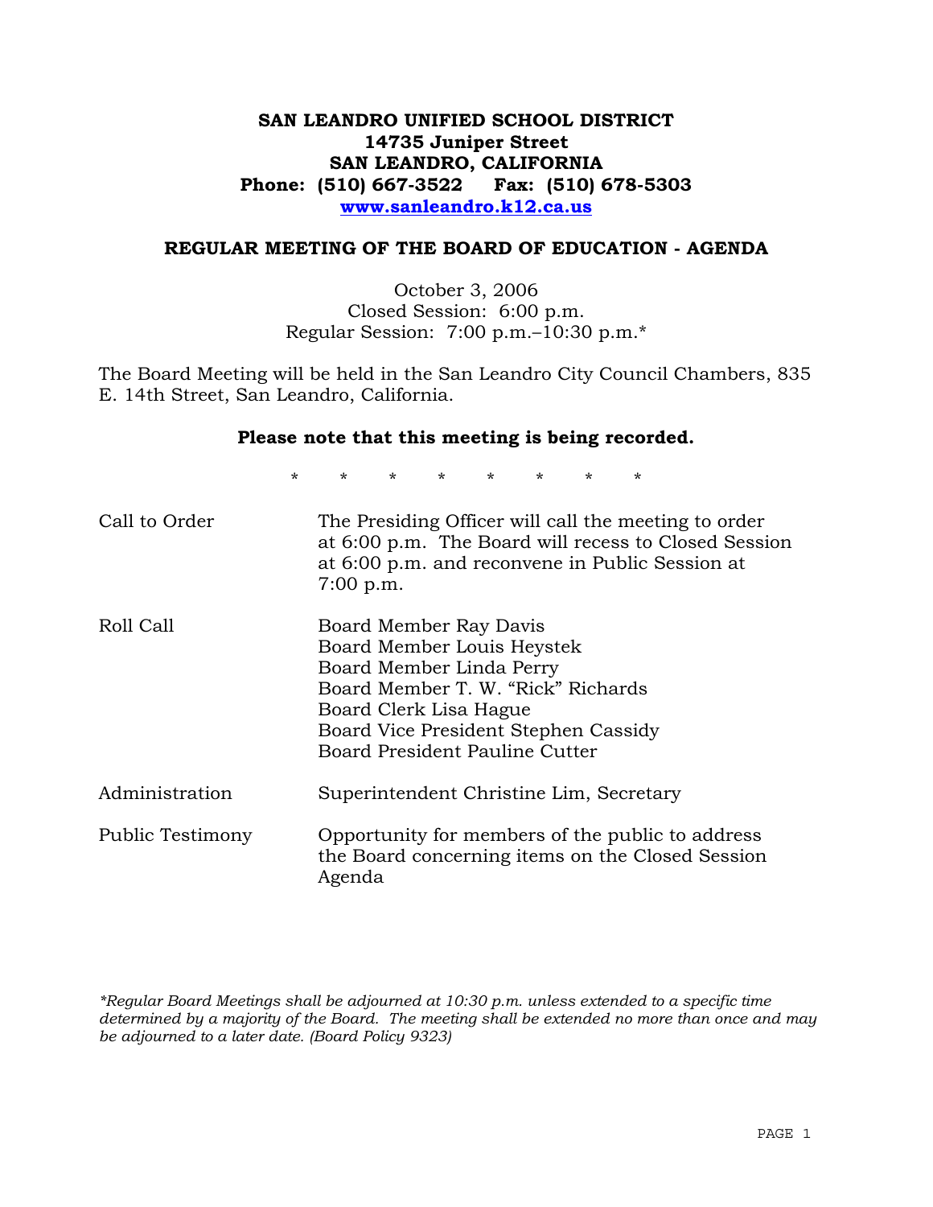**SAN LEANDRO UNIFIED SCHOOL DISTRICT**
**14735 Juniper Street**
**SAN LEANDRO, CALIFORNIA**
**Phone: (510) 667-3522 Fax: (510) 678-5303**
**www.sanleandro.k12.ca.us**

## REGULAR MEETING OF THE BOARD OF EDUCATION - AGENDA

October 3, 2006
Closed Session: 6:00 p.m.
Regular Session: 7:00 p.m.–10:30 p.m.*

The Board Meeting will be held in the San Leandro City Council Chambers, 835 E. 14th Street, San Leandro, California.

**Please note that this meeting is being recorded.**

\* \* \* \* \* \* \* \*

| | |
|---|---|
| Call to Order | The Presiding Officer will call the meeting to order at 6:00 p.m. The Board will recess to Closed Session at 6:00 p.m. and reconvene in Public Session at 7:00 p.m. |
| Roll Call | Board Member Ray Davis<br>Board Member Louis Heystek<br>Board Member Linda Perry<br>Board Member T. W. "Rick" Richards<br>Board Clerk Lisa Hague<br>Board Vice President Stephen Cassidy<br>Board President Pauline Cutter |
| Administration | Superintendent Christine Lim, Secretary |
| Public Testimony | Opportunity for members of the public to address the Board concerning items on the Closed Session Agenda |

*\*Regular Board Meetings shall be adjourned at 10:30 p.m. unless extended to a specific time determined by a majority of the Board. The meeting shall be extended no more than once and may be adjourned to a later date. (Board Policy 9323)*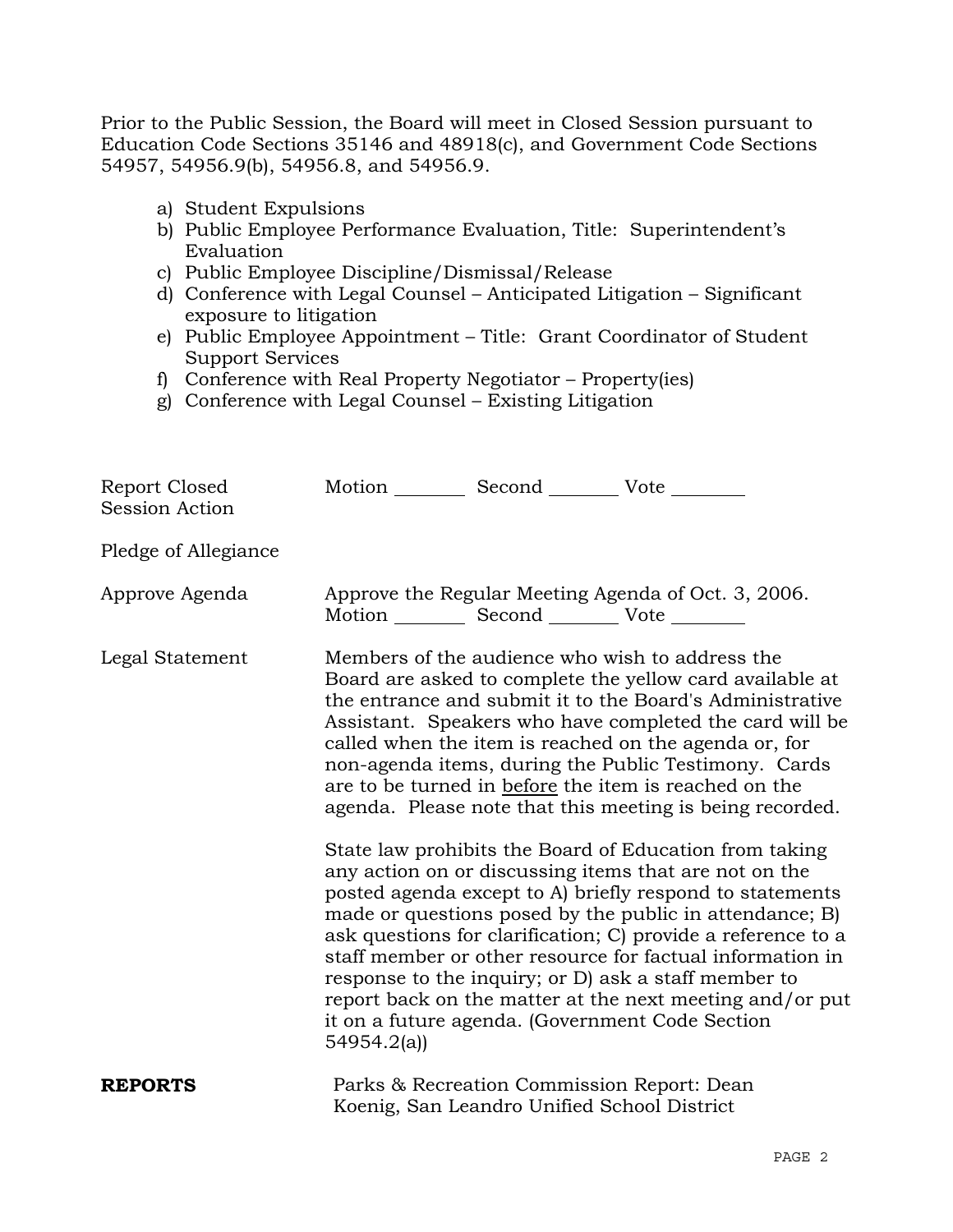Prior to the Public Session, the Board will meet in Closed Session pursuant to Education Code Sections 35146 and 48918(c), and Government Code Sections 54957, 54956.9(b), 54956.8, and 54956.9.

a) Student Expulsions
b) Public Employee Performance Evaluation, Title: Superintendent's Evaluation
c) Public Employee Discipline/Dismissal/Release
d) Conference with Legal Counsel – Anticipated Litigation – Significant exposure to litigation
e) Public Employee Appointment – Title: Grant Coordinator of Student Support Services
f) Conference with Real Property Negotiator – Property(ies)
g) Conference with Legal Counsel – Existing Litigation

Report Closed Session Action — Motion ________ Second ________ Vote ________

Pledge of Allegiance

Approve Agenda — Approve the Regular Meeting Agenda of Oct. 3, 2006.
Motion ________ Second ________ Vote ________

Legal Statement — Members of the audience who wish to address the Board are asked to complete the yellow card available at the entrance and submit it to the Board's Administrative Assistant. Speakers who have completed the card will be called when the item is reached on the agenda or, for non-agenda items, during the Public Testimony. Cards are to be turned in before the item is reached on the agenda. Please note that this meeting is being recorded.

State law prohibits the Board of Education from taking any action on or discussing items that are not on the posted agenda except to A) briefly respond to statements made or questions posed by the public in attendance; B) ask questions for clarification; C) provide a reference to a staff member or other resource for factual information in response to the inquiry; or D) ask a staff member to report back on the matter at the next meeting and/or put it on a future agenda. (Government Code Section 54954.2(a))

**REPORTS** — Parks & Recreation Commission Report: Dean Koenig, San Leandro Unified School District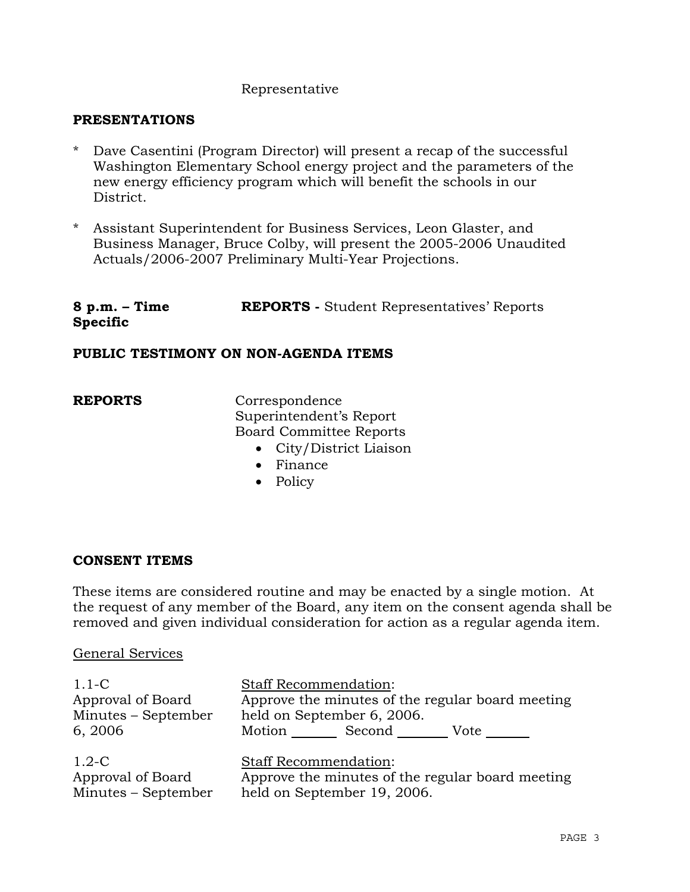Representative

**PRESENTATIONS**

* Dave Casentini (Program Director) will present a recap of the successful Washington Elementary School energy project and the parameters of the new energy efficiency program which will benefit the schools in our District.

* Assistant Superintendent for Business Services, Leon Glaster, and Business Manager, Bruce Colby, will present the 2005-2006 Unaudited Actuals/2006-2007 Preliminary Multi-Year Projections.

**8 p.m. – Time Specific** **REPORTS -** Student Representatives' Reports

**PUBLIC TESTIMONY ON NON-AGENDA ITEMS**

**REPORTS**

Correspondence
Superintendent's Report
Board Committee Reports

- City/District Liaison
- Finance
- Policy

**CONSENT ITEMS**

These items are considered routine and may be enacted by a single motion. At the request of any member of the Board, any item on the consent agenda shall be removed and given individual consideration for action as a regular agenda item.

General Services

1.1-C
Approval of Board Minutes – September 6, 2006

Staff Recommendation:
Approve the minutes of the regular board meeting held on September 6, 2006.
Motion _______ Second _______ Vote _______

1.2-C
Approval of Board Minutes – September

Staff Recommendation:
Approve the minutes of the regular board meeting held on September 19, 2006.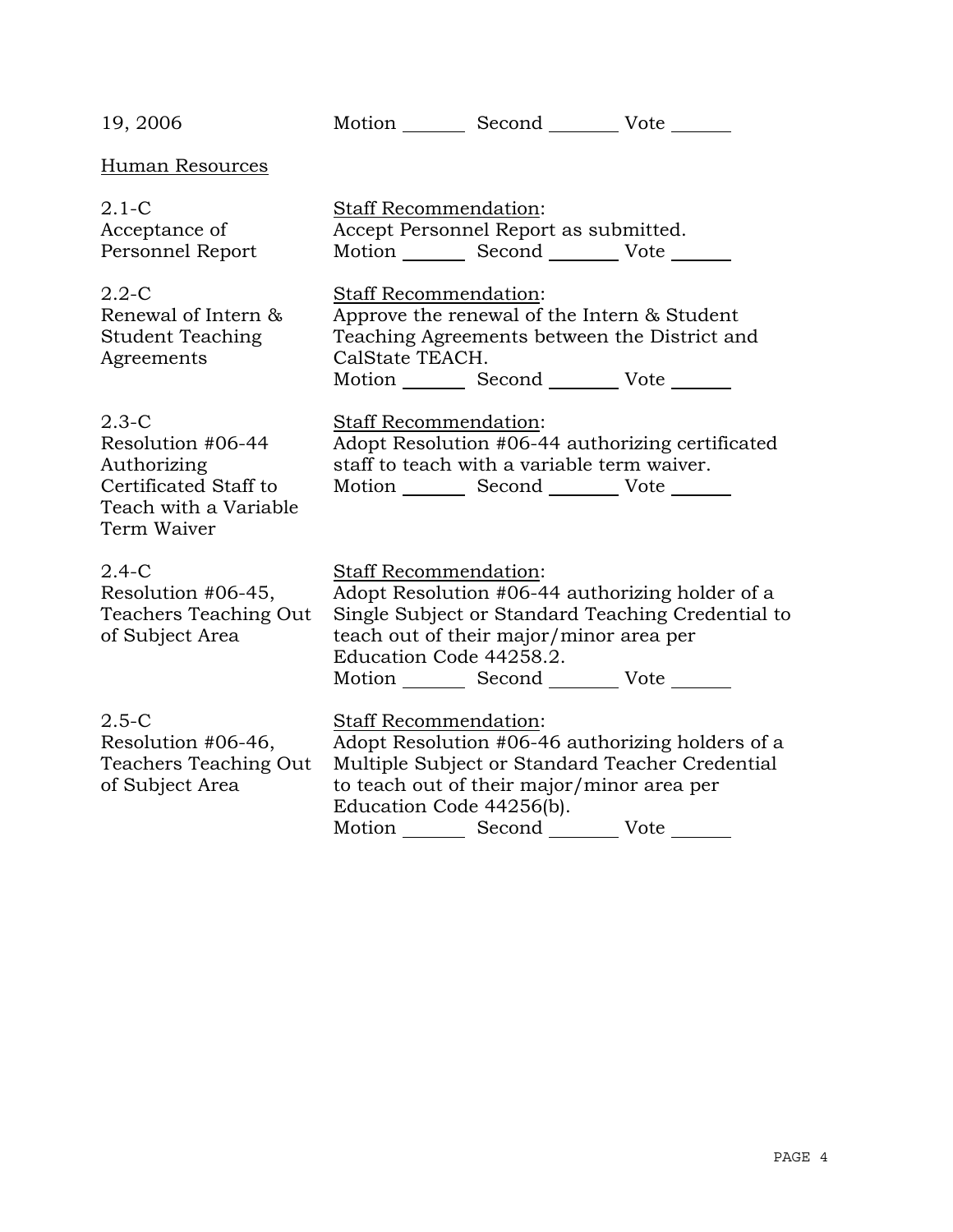19, 2006 Motion _______ Second _______ Vote _______

Human Resources

2.1-C
Acceptance of Personnel Report

Staff Recommendation:
Accept Personnel Report as submitted.
Motion _______ Second _______ Vote _______

2.2-C
Renewal of Intern & Student Teaching Agreements

Staff Recommendation:
Approve the renewal of the Intern & Student Teaching Agreements between the District and CalState TEACH.
Motion _______ Second _______ Vote _______

2.3-C
Resolution #06-44 Authorizing Certificated Staff to Teach with a Variable Term Waiver

Staff Recommendation:
Adopt Resolution #06-44 authorizing certificated staff to teach with a variable term waiver.
Motion _______ Second _______ Vote _______

2.4-C
Resolution #06-45, Teachers Teaching Out of Subject Area

Staff Recommendation:
Adopt Resolution #06-44 authorizing holder of a Single Subject or Standard Teaching Credential to teach out of their major/minor area per Education Code 44258.2.
Motion _______ Second _______ Vote _______

2.5-C
Resolution #06-46, Teachers Teaching Out of Subject Area

Staff Recommendation:
Adopt Resolution #06-46 authorizing holders of a Multiple Subject or Standard Teacher Credential to teach out of their major/minor area per Education Code 44256(b).
Motion _______ Second _______ Vote _______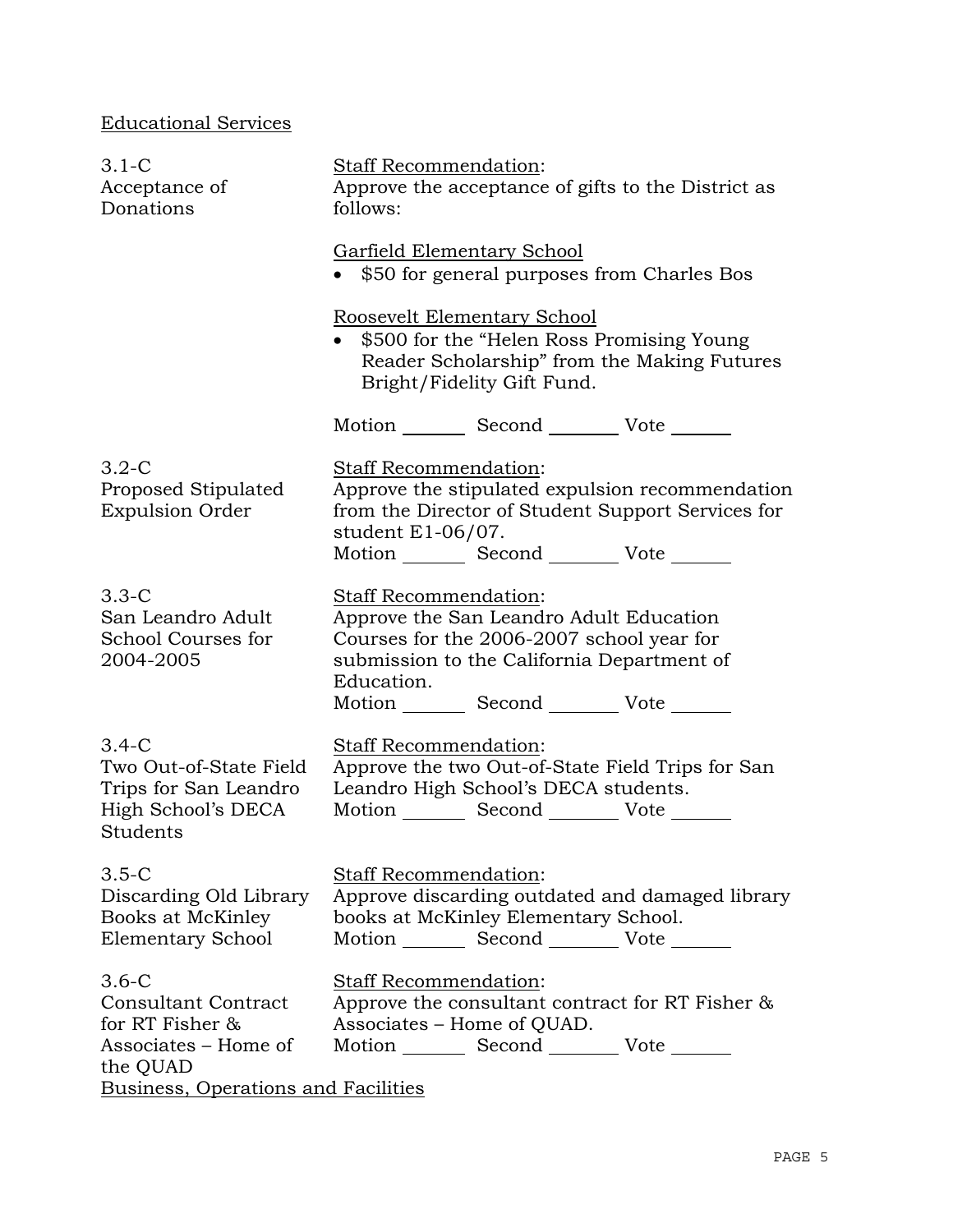Educational Services

3.1-C
Acceptance of Donations

Staff Recommendation:
Approve the acceptance of gifts to the District as follows:

Garfield Elementary School

- $50 for general purposes from Charles Bos

Roosevelt Elementary School

- $500 for the “Helen Ross Promising Young Reader Scholarship” from the Making Futures Bright/Fidelity Gift Fund.

Motion _______ Second _______ Vote _______

3.2-C
Proposed Stipulated Expulsion Order

Staff Recommendation:
Approve the stipulated expulsion recommendation from the Director of Student Support Services for student E1-06/07.
Motion _______ Second _______ Vote _______

3.3-C
San Leandro Adult School Courses for 2004-2005

Staff Recommendation:
Approve the San Leandro Adult Education Courses for the 2006-2007 school year for submission to the California Department of Education.
Motion _______ Second _______ Vote _______

3.4-C
Two Out-of-State Field Trips for San Leandro High School's DECA Students

Staff Recommendation:
Approve the two Out-of-State Field Trips for San Leandro High School's DECA students.
Motion _______ Second _______ Vote _______

3.5-C
Discarding Old Library Books at McKinley Elementary School

Staff Recommendation:
Approve discarding outdated and damaged library books at McKinley Elementary School.
Motion _______ Second _______ Vote _______

3.6-C
Consultant Contract for RT Fisher & Associates – Home of the QUAD

Staff Recommendation:
Approve the consultant contract for RT Fisher & Associates – Home of QUAD.
Motion _______ Second _______ Vote _______

Business, Operations and Facilities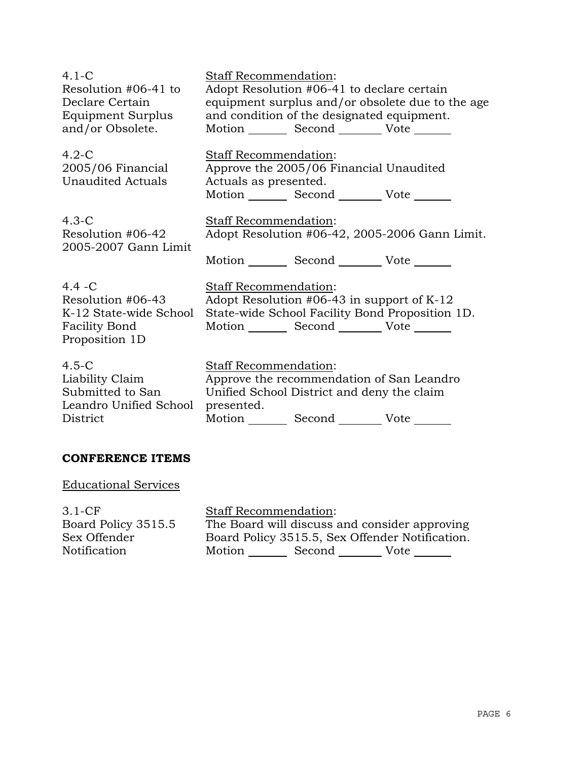| | |
|---|---|
| 4.1-C<br>Resolution #06-41 to Declare Certain Equipment Surplus and/or Obsolete. | Staff Recommendation:<br>Adopt Resolution #06-41 to declare certain equipment surplus and/or obsolete due to the age and condition of the designated equipment.<br>Motion _______ Second _______ Vote _______ |
| 4.2-C<br>2005/06 Financial Unaudited Actuals | Staff Recommendation:<br>Approve the 2005/06 Financial Unaudited Actuals as presented.<br>Motion _______ Second _______ Vote _______ |
| 4.3-C<br>Resolution #06-42 2005-2007 Gann Limit | Staff Recommendation:<br>Adopt Resolution #06-42, 2005-2006 Gann Limit.<br>Motion _______ Second _______ Vote _______ |
| 4.4 -C<br>Resolution #06-43 K-12 State-wide School Facility Bond Proposition 1D | Staff Recommendation:<br>Adopt Resolution #06-43 in support of K-12 State-wide School Facility Bond Proposition 1D.<br>Motion _______ Second _______ Vote _______ |
| 4.5-C<br>Liability Claim Submitted to San Leandro Unified School District | Staff Recommendation:<br>Approve the recommendation of San Leandro Unified School District and deny the claim presented.<br>Motion _______ Second _______ Vote _______ |

**CONFERENCE ITEMS**

Educational Services

| | |
|---|---|
| 3.1-CF<br>Board Policy 3515.5 Sex Offender Notification | Staff Recommendation:<br>The Board will discuss and consider approving Board Policy 3515.5, Sex Offender Notification.<br>Motion _______ Second _______ Vote _______ |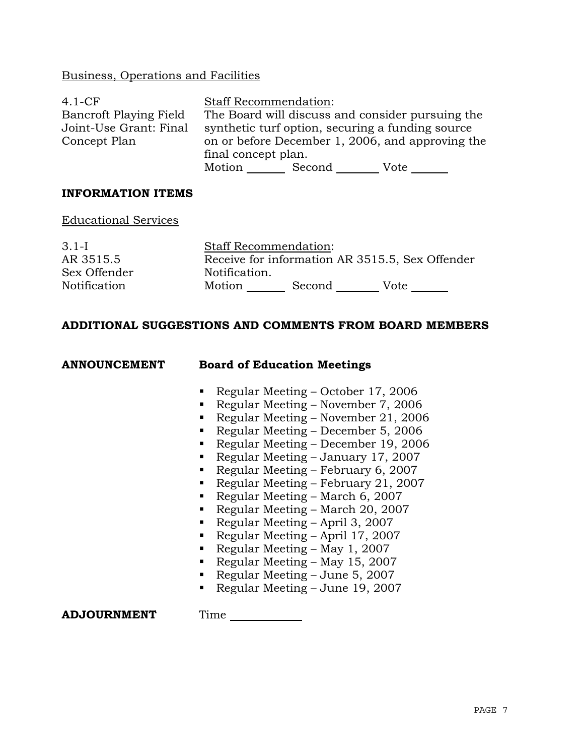Business, Operations and Facilities

| | |
|---|---|
| 4.1-CF<br>Bancroft Playing Field Joint-Use Grant: Final Concept Plan | Staff Recommendation:<br>The Board will discuss and consider pursuing the synthetic turf option, securing a funding source on or before December 1, 2006, and approving the final concept plan.<br>Motion _______ Second _______ Vote _______ |

**INFORMATION ITEMS**

Educational Services

| | |
|---|---|
| 3.1-I<br>AR 3515.5<br>Sex Offender Notification | Staff Recommendation:<br>Receive for information AR 3515.5, Sex Offender Notification.<br>Motion _______ Second _______ Vote _______ |

**ADDITIONAL SUGGESTIONS AND COMMENTS FROM BOARD MEMBERS**

**ANNOUNCEMENT** **Board of Education Meetings**

- Regular Meeting – October 17, 2006
- Regular Meeting – November 7, 2006
- Regular Meeting – November 21, 2006
- Regular Meeting – December 5, 2006
- Regular Meeting – December 19, 2006
- Regular Meeting – January 17, 2007
- Regular Meeting – February 6, 2007
- Regular Meeting – February 21, 2007
- Regular Meeting – March 6, 2007
- Regular Meeting – March 20, 2007
- Regular Meeting – April 3, 2007
- Regular Meeting – April 17, 2007
- Regular Meeting – May 1, 2007
- Regular Meeting – May 15, 2007
- Regular Meeting – June 5, 2007
- Regular Meeting – June 19, 2007

**ADJOURNMENT** Time ____________